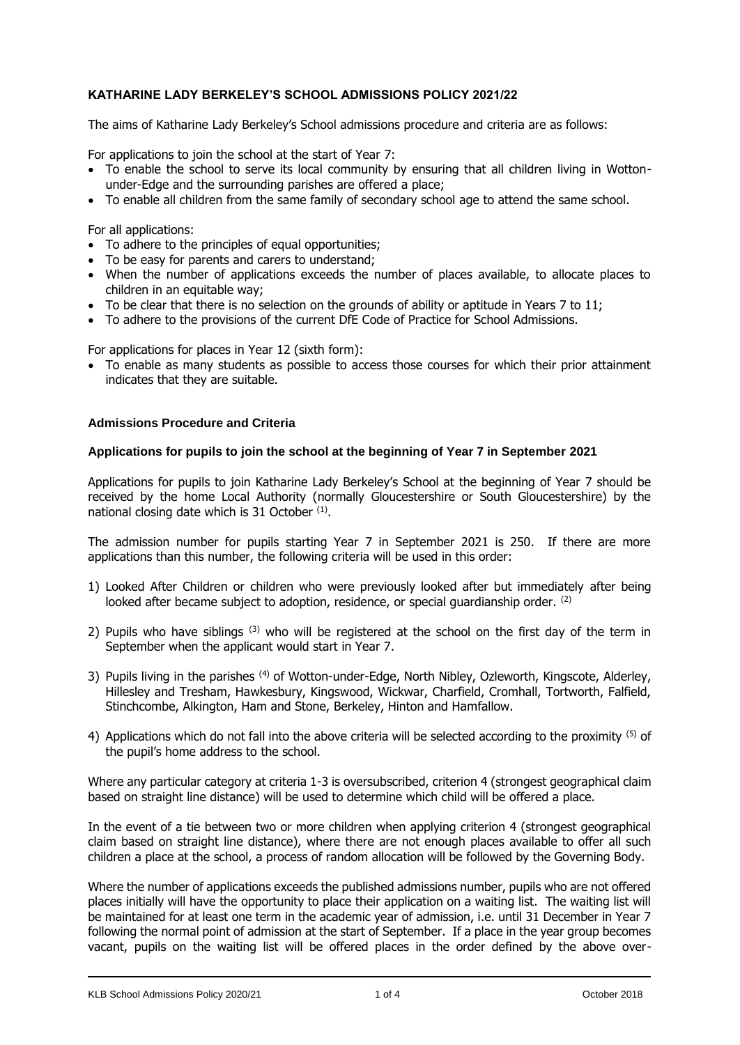**KATHARINE LADY BERKELEY'S SCHOOL ADMISSIONS POLICY 2021/22**

The aims of Katharine Lady Berkeley's School admissions procedure and criteria are as follows:

For applications to join the school at the start of Year 7:

- To enable the school to serve its local community by ensuring that all children living in Wotton-under-Edge and the surrounding parishes are offered a place;
- To enable all children from the same family of secondary school age to attend the same school.

For all applications:

- To adhere to the principles of equal opportunities;
- To be easy for parents and carers to understand;
- When the number of applications exceeds the number of places available, to allocate places to children in an equitable way;
- To be clear that there is no selection on the grounds of ability or aptitude in Years 7 to 11;
- To adhere to the provisions of the current DfE Code of Practice for School Admissions.

For applications for places in Year 12 (sixth form):

- To enable as many students as possible to access those courses for which their prior attainment indicates that they are suitable.

**Admissions Procedure and Criteria**

**Applications for pupils to join the school at the beginning of Year 7 in September 2021**

Applications for pupils to join Katharine Lady Berkeley's School at the beginning of Year 7 should be received by the home Local Authority (normally Gloucestershire or South Gloucestershire) by the national closing date which is 31 October (1).

The admission number for pupils starting Year 7 in September 2021 is 250. If there are more applications than this number, the following criteria will be used in this order:

1) Looked After Children or children who were previously looked after but immediately after being looked after became subject to adoption, residence, or special guardianship order. (2)

2) Pupils who have siblings (3) who will be registered at the school on the first day of the term in September when the applicant would start in Year 7.

3) Pupils living in the parishes (4) of Wotton-under-Edge, North Nibley, Ozleworth, Kingscote, Alderley, Hillesley and Tresham, Hawkesbury, Kingswood, Wickwar, Charfield, Cromhall, Tortworth, Falfield, Stinchcombe, Alkington, Ham and Stone, Berkeley, Hinton and Hamfallow.

4) Applications which do not fall into the above criteria will be selected according to the proximity (5) of the pupil's home address to the school.

Where any particular category at criteria 1-3 is oversubscribed, criterion 4 (strongest geographical claim based on straight line distance) will be used to determine which child will be offered a place.

In the event of a tie between two or more children when applying criterion 4 (strongest geographical claim based on straight line distance), where there are not enough places available to offer all such children a place at the school, a process of random allocation will be followed by the Governing Body.

Where the number of applications exceeds the published admissions number, pupils who are not offered places initially will have the opportunity to place their application on a waiting list. The waiting list will be maintained for at least one term in the academic year of admission, i.e. until 31 December in Year 7 following the normal point of admission at the start of September. If a place in the year group becomes vacant, pupils on the waiting list will be offered places in the order defined by the above over-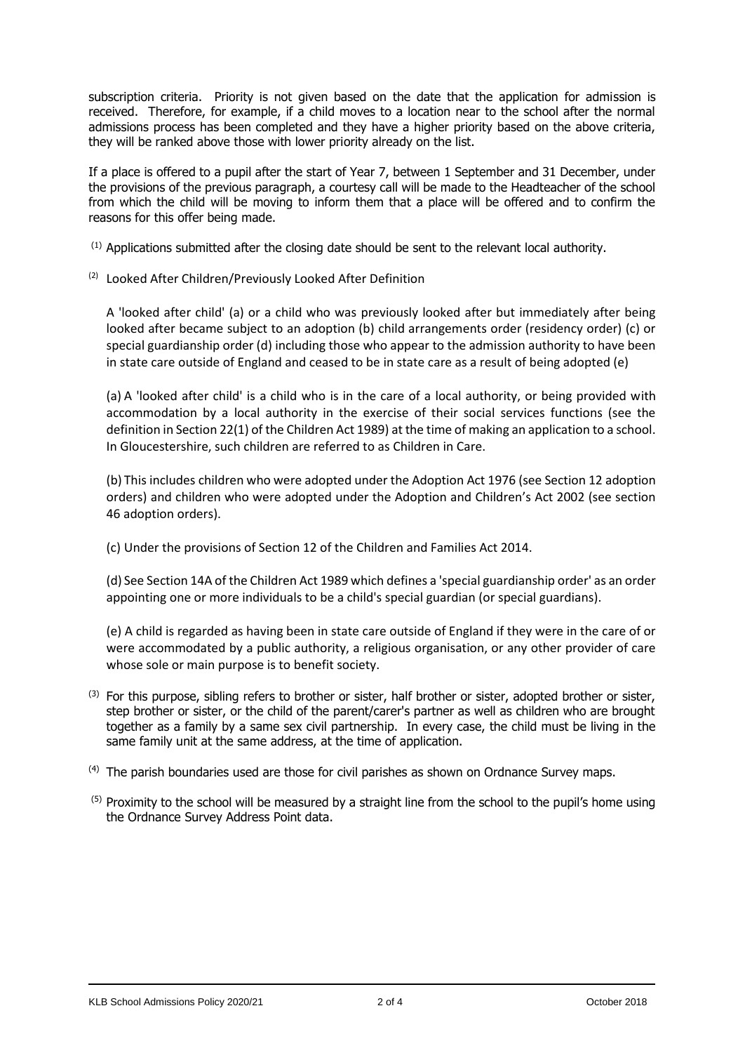subscription criteria. Priority is not given based on the date that the application for admission is received. Therefore, for example, if a child moves to a location near to the school after the normal admissions process has been completed and they have a higher priority based on the above criteria, they will be ranked above those with lower priority already on the list.

If a place is offered to a pupil after the start of Year 7, between 1 September and 31 December, under the provisions of the previous paragraph, a courtesy call will be made to the Headteacher of the school from which the child will be moving to inform them that a place will be offered and to confirm the reasons for this offer being made.

(1) Applications submitted after the closing date should be sent to the relevant local authority.

(2) Looked After Children/Previously Looked After Definition

A 'looked after child' (a) or a child who was previously looked after but immediately after being looked after became subject to an adoption (b) child arrangements order (residency order) (c) or special guardianship order (d) including those who appear to the admission authority to have been in state care outside of England and ceased to be in state care as a result of being adopted (e)

(a) A 'looked after child' is a child who is in the care of a local authority, or being provided with accommodation by a local authority in the exercise of their social services functions (see the definition in Section 22(1) of the Children Act 1989) at the time of making an application to a school. In Gloucestershire, such children are referred to as Children in Care.

(b) This includes children who were adopted under the Adoption Act 1976 (see Section 12 adoption orders) and children who were adopted under the Adoption and Children's Act 2002 (see section 46 adoption orders).

(c) Under the provisions of Section 12 of the Children and Families Act 2014.

(d) See Section 14A of the Children Act 1989 which defines a 'special guardianship order' as an order appointing one or more individuals to be a child's special guardian (or special guardians).

(e) A child is regarded as having been in state care outside of England if they were in the care of or were accommodated by a public authority, a religious organisation, or any other provider of care whose sole or main purpose is to benefit society.

(3) For this purpose, sibling refers to brother or sister, half brother or sister, adopted brother or sister, step brother or sister, or the child of the parent/carer's partner as well as children who are brought together as a family by a same sex civil partnership. In every case, the child must be living in the same family unit at the same address, at the time of application.

(4) The parish boundaries used are those for civil parishes as shown on Ordnance Survey maps.

(5) Proximity to the school will be measured by a straight line from the school to the pupil's home using the Ordnance Survey Address Point data.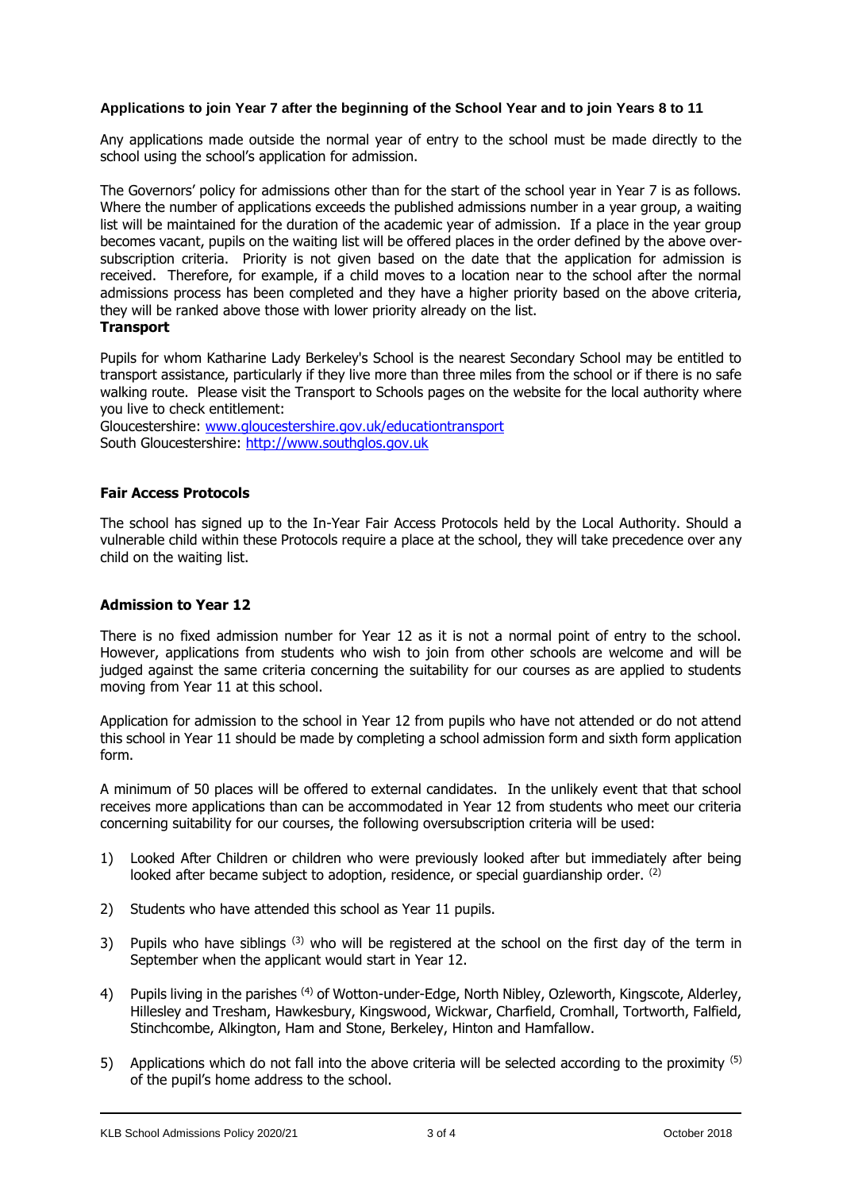### Applications to join Year 7 after the beginning of the School Year and to join Years 8 to 11

Any applications made outside the normal year of entry to the school must be made directly to the school using the school's application for admission.

The Governors' policy for admissions other than for the start of the school year in Year 7 is as follows. Where the number of applications exceeds the published admissions number in a year group, a waiting list will be maintained for the duration of the academic year of admission. If a place in the year group becomes vacant, pupils on the waiting list will be offered places in the order defined by the above over-subscription criteria. Priority is not given based on the date that the application for admission is received. Therefore, for example, if a child moves to a location near to the school after the normal admissions process has been completed and they have a higher priority based on the above criteria, they will be ranked above those with lower priority already on the list.

**Transport**

Pupils for whom Katharine Lady Berkeley's School is the nearest Secondary School may be entitled to transport assistance, particularly if they live more than three miles from the school or if there is no safe walking route. Please visit the Transport to Schools pages on the website for the local authority where you live to check entitlement:
Gloucestershire: www.gloucestershire.gov.uk/educationtransport
South Gloucestershire: http://www.southglos.gov.uk

**Fair Access Protocols**

The school has signed up to the In-Year Fair Access Protocols held by the Local Authority. Should a vulnerable child within these Protocols require a place at the school, they will take precedence over any child on the waiting list.

**Admission to Year 12**

There is no fixed admission number for Year 12 as it is not a normal point of entry to the school. However, applications from students who wish to join from other schools are welcome and will be judged against the same criteria concerning the suitability for our courses as are applied to students moving from Year 11 at this school.

Application for admission to the school in Year 12 from pupils who have not attended or do not attend this school in Year 11 should be made by completing a school admission form and sixth form application form.

A minimum of 50 places will be offered to external candidates. In the unlikely event that that school receives more applications than can be accommodated in Year 12 from students who meet our criteria concerning suitability for our courses, the following oversubscription criteria will be used:

1) Looked After Children or children who were previously looked after but immediately after being looked after became subject to adoption, residence, or special guardianship order. (2)
2) Students who have attended this school as Year 11 pupils.
3) Pupils who have siblings (3) who will be registered at the school on the first day of the term in September when the applicant would start in Year 12.
4) Pupils living in the parishes (4) of Wotton-under-Edge, North Nibley, Ozleworth, Kingscote, Alderley, Hillesley and Tresham, Hawkesbury, Kingswood, Wickwar, Charfield, Cromhall, Tortworth, Falfield, Stinchcombe, Alkington, Ham and Stone, Berkeley, Hinton and Hamfallow.
5) Applications which do not fall into the above criteria will be selected according to the proximity (5) of the pupil's home address to the school.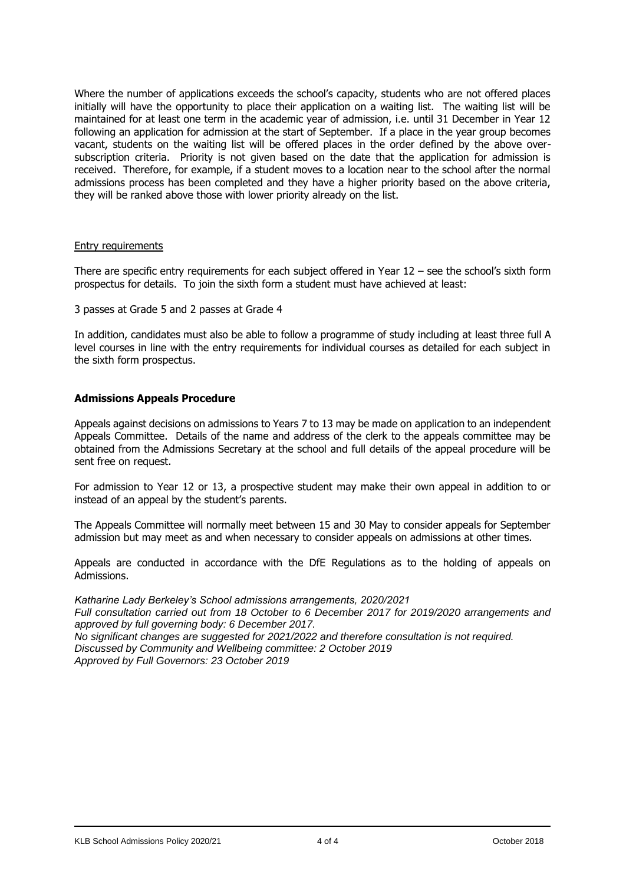Where the number of applications exceeds the school's capacity, students who are not offered places initially will have the opportunity to place their application on a waiting list. The waiting list will be maintained for at least one term in the academic year of admission, i.e. until 31 December in Year 12 following an application for admission at the start of September. If a place in the year group becomes vacant, students on the waiting list will be offered places in the order defined by the above over-subscription criteria. Priority is not given based on the date that the application for admission is received. Therefore, for example, if a student moves to a location near to the school after the normal admissions process has been completed and they have a higher priority based on the above criteria, they will be ranked above those with lower priority already on the list.

Entry requirements

There are specific entry requirements for each subject offered in Year 12 – see the school's sixth form prospectus for details. To join the sixth form a student must have achieved at least:

3 passes at Grade 5 and 2 passes at Grade 4

In addition, candidates must also be able to follow a programme of study including at least three full A level courses in line with the entry requirements for individual courses as detailed for each subject in the sixth form prospectus.

### Admissions Appeals Procedure

Appeals against decisions on admissions to Years 7 to 13 may be made on application to an independent Appeals Committee. Details of the name and address of the clerk to the appeals committee may be obtained from the Admissions Secretary at the school and full details of the appeal procedure will be sent free on request.

For admission to Year 12 or 13, a prospective student may make their own appeal in addition to or instead of an appeal by the student's parents.

The Appeals Committee will normally meet between 15 and 30 May to consider appeals for September admission but may meet as and when necessary to consider appeals on admissions at other times.

Appeals are conducted in accordance with the DfE Regulations as to the holding of appeals on Admissions.

*Katharine Lady Berkeley's School admissions arrangements, 2020/2021*
*Full consultation carried out from 18 October to 6 December 2017 for 2019/2020 arrangements and approved by full governing body: 6 December 2017.*
*No significant changes are suggested for 2021/2022 and therefore consultation is not required.*
*Discussed by Community and Wellbeing committee: 2 October 2019*
*Approved by Full Governors: 23 October 2019*